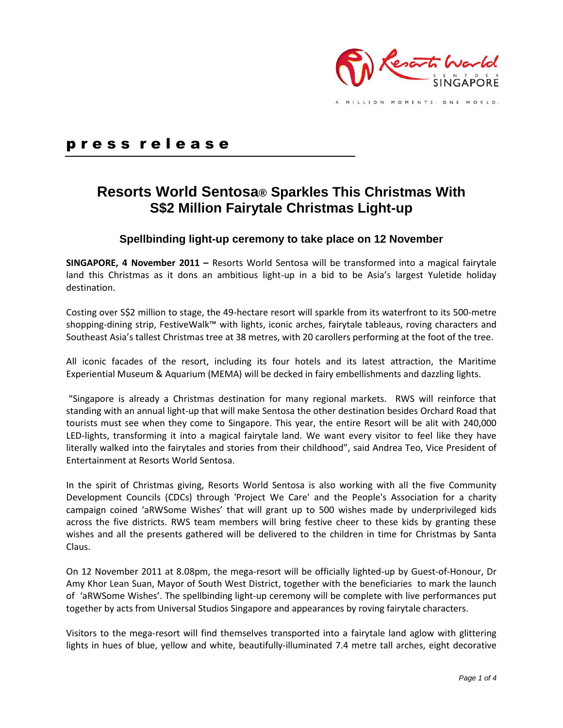A MILLION MOMENTS. ONE WORLD.

**press release**

# Resorts World Sentosa® Sparkles This Christmas With S$2 Million Fairytale Christmas Light-up

### Spellbinding light-up ceremony to take place on 12 November

**SINGAPORE, 4 November 2011 –** Resorts World Sentosa will be transformed into a magical fairytale land this Christmas as it dons an ambitious light-up in a bid to be Asia's largest Yuletide holiday destination.

Costing over S$2 million to stage, the 49-hectare resort will sparkle from its waterfront to its 500-metre shopping-dining strip, FestiveWalk™ with lights, iconic arches, fairytale tableaus, roving characters and Southeast Asia's tallest Christmas tree at 38 metres, with 20 carollers performing at the foot of the tree.

All iconic facades of the resort, including its four hotels and its latest attraction, the Maritime Experiential Museum & Aquarium (MEMA) will be decked in fairy embellishments and dazzling lights.

"Singapore is already a Christmas destination for many regional markets. RWS will reinforce that standing with an annual light-up that will make Sentosa the other destination besides Orchard Road that tourists must see when they come to Singapore. This year, the entire Resort will be alit with 240,000 LED-lights, transforming it into a magical fairytale land. We want every visitor to feel like they have literally walked into the fairytales and stories from their childhood", said Andrea Teo, Vice President of Entertainment at Resorts World Sentosa.

In the spirit of Christmas giving, Resorts World Sentosa is also working with all the five Community Development Councils (CDCs) through 'Project We Care' and the People's Association for a charity campaign coined 'aRWSome Wishes' that will grant up to 500 wishes made by underprivileged kids across the five districts. RWS team members will bring festive cheer to these kids by granting these wishes and all the presents gathered will be delivered to the children in time for Christmas by Santa Claus.

On 12 November 2011 at 8.08pm, the mega-resort will be officially lighted-up by Guest-of-Honour, Dr Amy Khor Lean Suan, Mayor of South West District, together with the beneficiaries to mark the launch of 'aRWSome Wishes'. The spellbinding light-up ceremony will be complete with live performances put together by acts from Universal Studios Singapore and appearances by roving fairytale characters.

Visitors to the mega-resort will find themselves transported into a fairytale land aglow with glittering lights in hues of blue, yellow and white, beautifully-illuminated 7.4 metre tall arches, eight decorative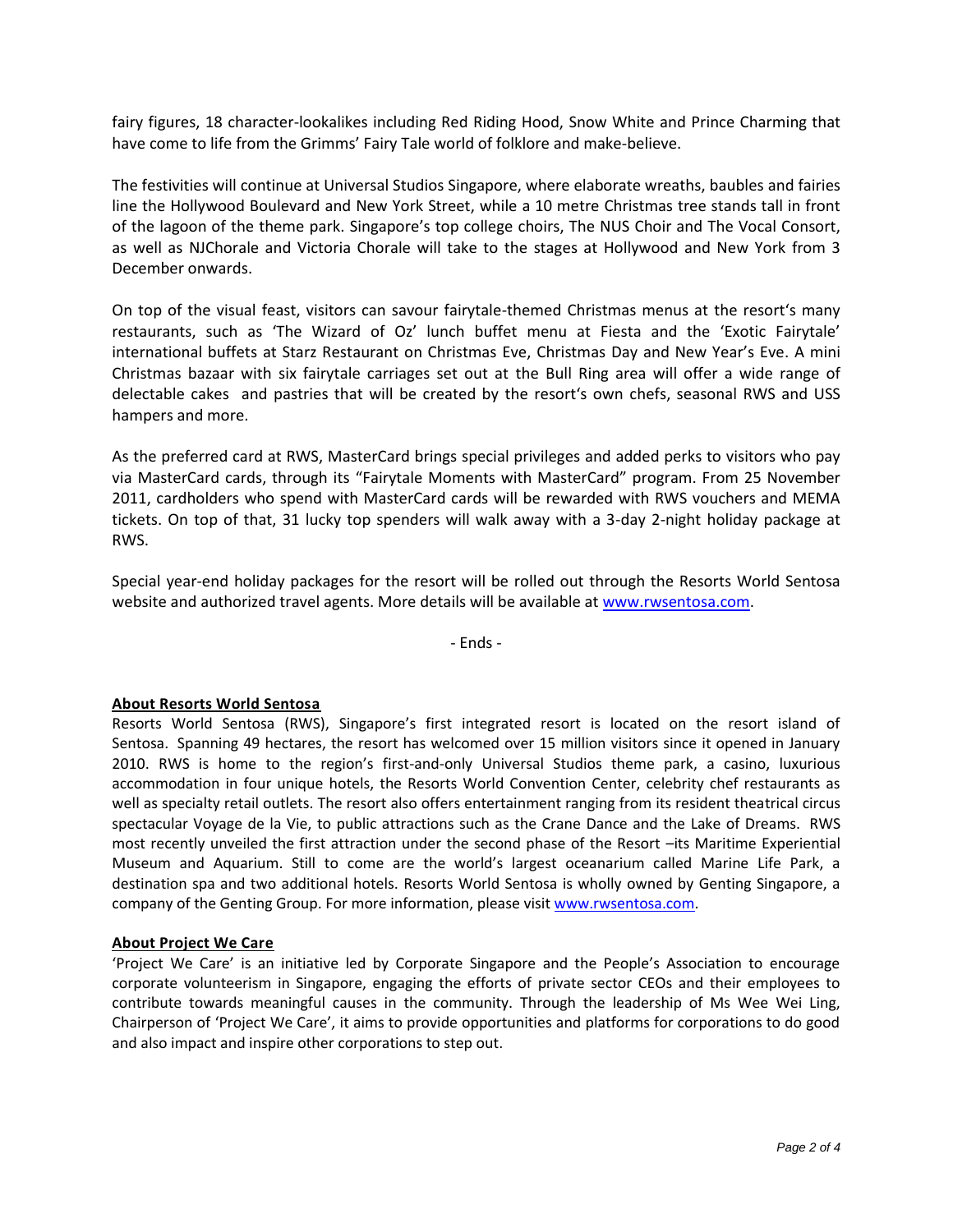fairy figures, 18 character-lookalikes including Red Riding Hood, Snow White and Prince Charming that have come to life from the Grimms' Fairy Tale world of folklore and make-believe.

The festivities will continue at Universal Studios Singapore, where elaborate wreaths, baubles and fairies line the Hollywood Boulevard and New York Street, while a 10 metre Christmas tree stands tall in front of the lagoon of the theme park. Singapore's top college choirs, The NUS Choir and The Vocal Consort, as well as NJChorale and Victoria Chorale will take to the stages at Hollywood and New York from 3 December onwards.

On top of the visual feast, visitors can savour fairytale-themed Christmas menus at the resort's many restaurants, such as 'The Wizard of Oz' lunch buffet menu at Fiesta and the 'Exotic Fairytale' international buffets at Starz Restaurant on Christmas Eve, Christmas Day and New Year's Eve. A mini Christmas bazaar with six fairytale carriages set out at the Bull Ring area will offer a wide range of delectable cakes and pastries that will be created by the resort's own chefs, seasonal RWS and USS hampers and more.

As the preferred card at RWS, MasterCard brings special privileges and added perks to visitors who pay via MasterCard cards, through its "Fairytale Moments with MasterCard" program. From 25 November 2011, cardholders who spend with MasterCard cards will be rewarded with RWS vouchers and MEMA tickets. On top of that, 31 lucky top spenders will walk away with a 3-day 2-night holiday package at RWS.

Special year-end holiday packages for the resort will be rolled out through the Resorts World Sentosa website and authorized travel agents. More details will be available at [www.rwsentosa.com](http://www.rwsentosa.com).

- Ends -

**About Resorts World Sentosa**

Resorts World Sentosa (RWS), Singapore's first integrated resort is located on the resort island of Sentosa. Spanning 49 hectares, the resort has welcomed over 15 million visitors since it opened in January 2010. RWS is home to the region's first-and-only Universal Studios theme park, a casino, luxurious accommodation in four unique hotels, the Resorts World Convention Center, celebrity chef restaurants as well as specialty retail outlets. The resort also offers entertainment ranging from its resident theatrical circus spectacular Voyage de la Vie, to public attractions such as the Crane Dance and the Lake of Dreams. RWS most recently unveiled the first attraction under the second phase of the Resort –its Maritime Experiential Museum and Aquarium. Still to come are the world's largest oceanarium called Marine Life Park, a destination spa and two additional hotels. Resorts World Sentosa is wholly owned by Genting Singapore, a company of the Genting Group. For more information, please visit [www.rwsentosa.com](http://www.rwsentosa.com).

**About Project We Care**

'Project We Care' is an initiative led by Corporate Singapore and the People's Association to encourage corporate volunteerism in Singapore, engaging the efforts of private sector CEOs and their employees to contribute towards meaningful causes in the community. Through the leadership of Ms Wee Wei Ling, Chairperson of 'Project We Care', it aims to provide opportunities and platforms for corporations to do good and also impact and inspire other corporations to step out.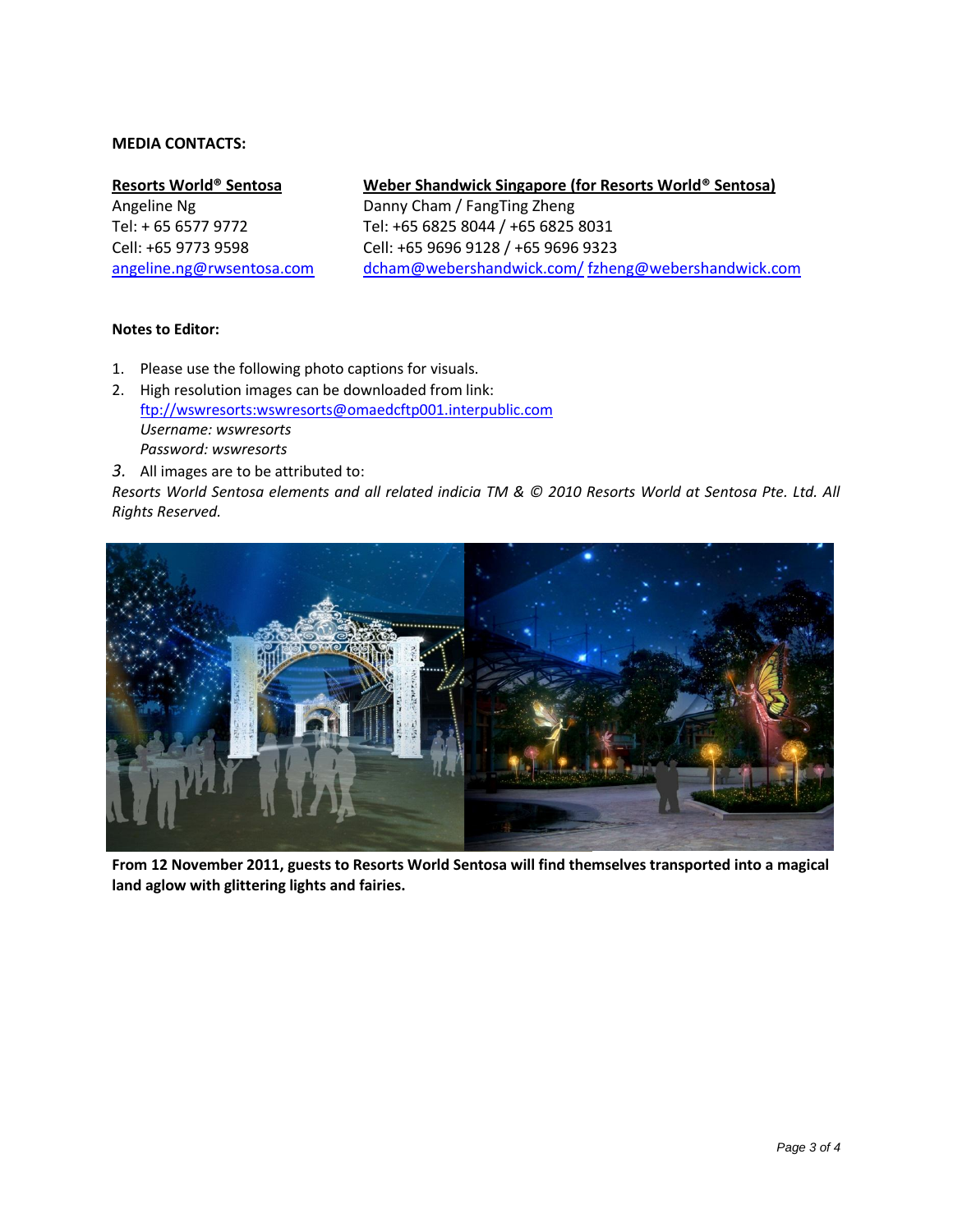**MEDIA CONTACTS:**

**Resorts World® Sentosa**
Angeline Ng
Tel: + 65 6577 9772
Cell: +65 9773 9598
angeline.ng@rwsentosa.com

**Weber Shandwick Singapore (for Resorts World® Sentosa)**
Danny Cham / FangTing Zheng
Tel: +65 6825 8044 / +65 6825 8031
Cell: +65 9696 9128 / +65 9696 9323
dcham@webershandwick.com/ fzheng@webershandwick.com

**Notes to Editor:**

1. Please use the following photo captions for visuals.
2. High resolution images can be downloaded from link:
   ftp://wswresorts:wswresorts@omaedcftp001.interpublic.com
   *Username: wswresorts*
   *Password: wswresorts*
3. All images are to be attributed to:

*Resorts World Sentosa elements and all related indicia TM & © 2010 Resorts World at Sentosa Pte. Ltd. All Rights Reserved.*

**From 12 November 2011, guests to Resorts World Sentosa will find themselves transported into a magical land aglow with glittering lights and fairies.**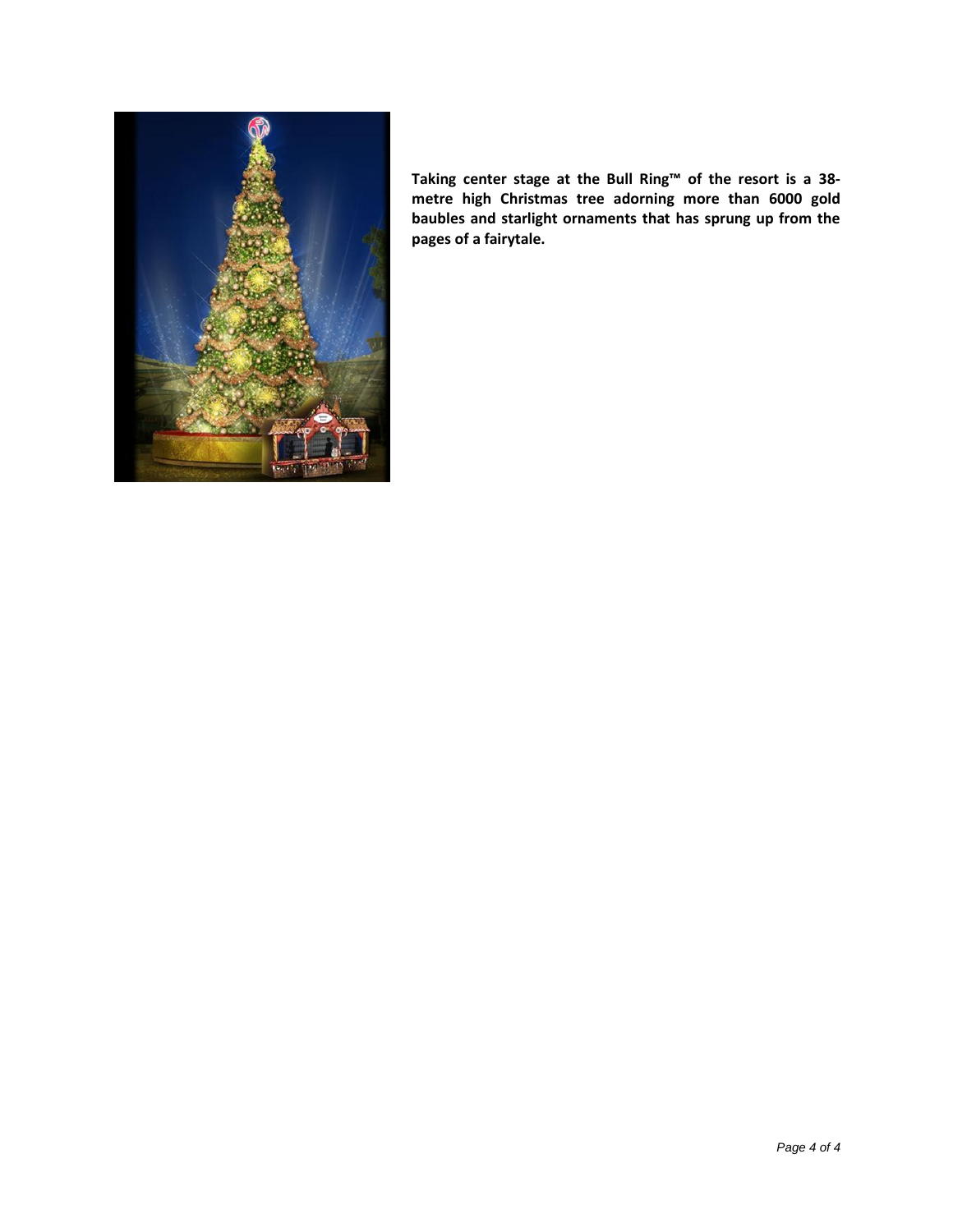**Taking center stage at the Bull Ring™ of the resort is a 38-metre high Christmas tree adorning more than 6000 gold baubles and starlight ornaments that has sprung up from the pages of a fairytale.**